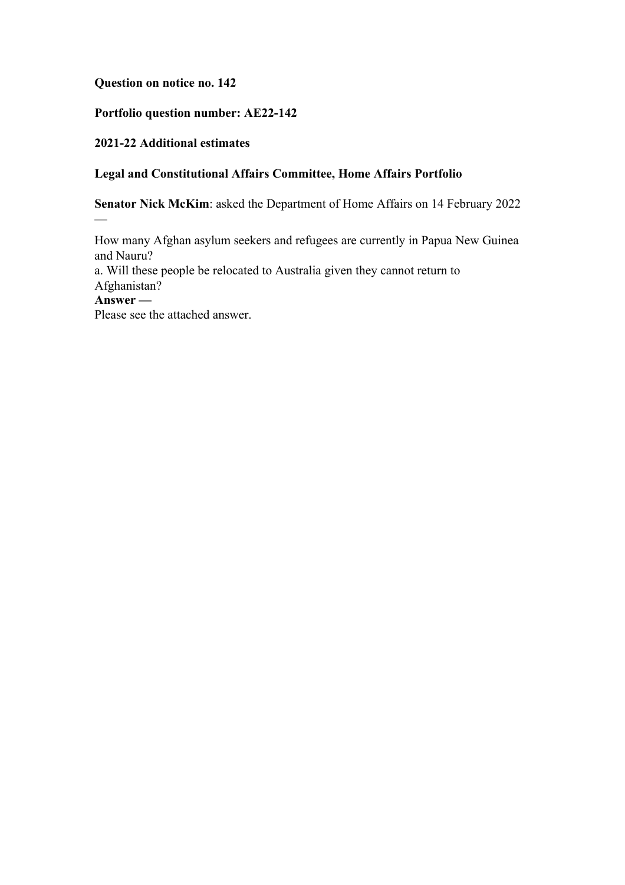**Question on notice no. 142**

**Portfolio question number: AE22-142**

**2021-22 Additional estimates**

**Legal and Constitutional Affairs Committee, Home Affairs Portfolio**

**Senator Nick McKim**: asked the Department of Home Affairs on 14 February 2022 —

How many Afghan asylum seekers and refugees are currently in Papua New Guinea and Nauru?

a. Will these people be relocated to Australia given they cannot return to Afghanistan?

**Answer —**

Please see the attached answer.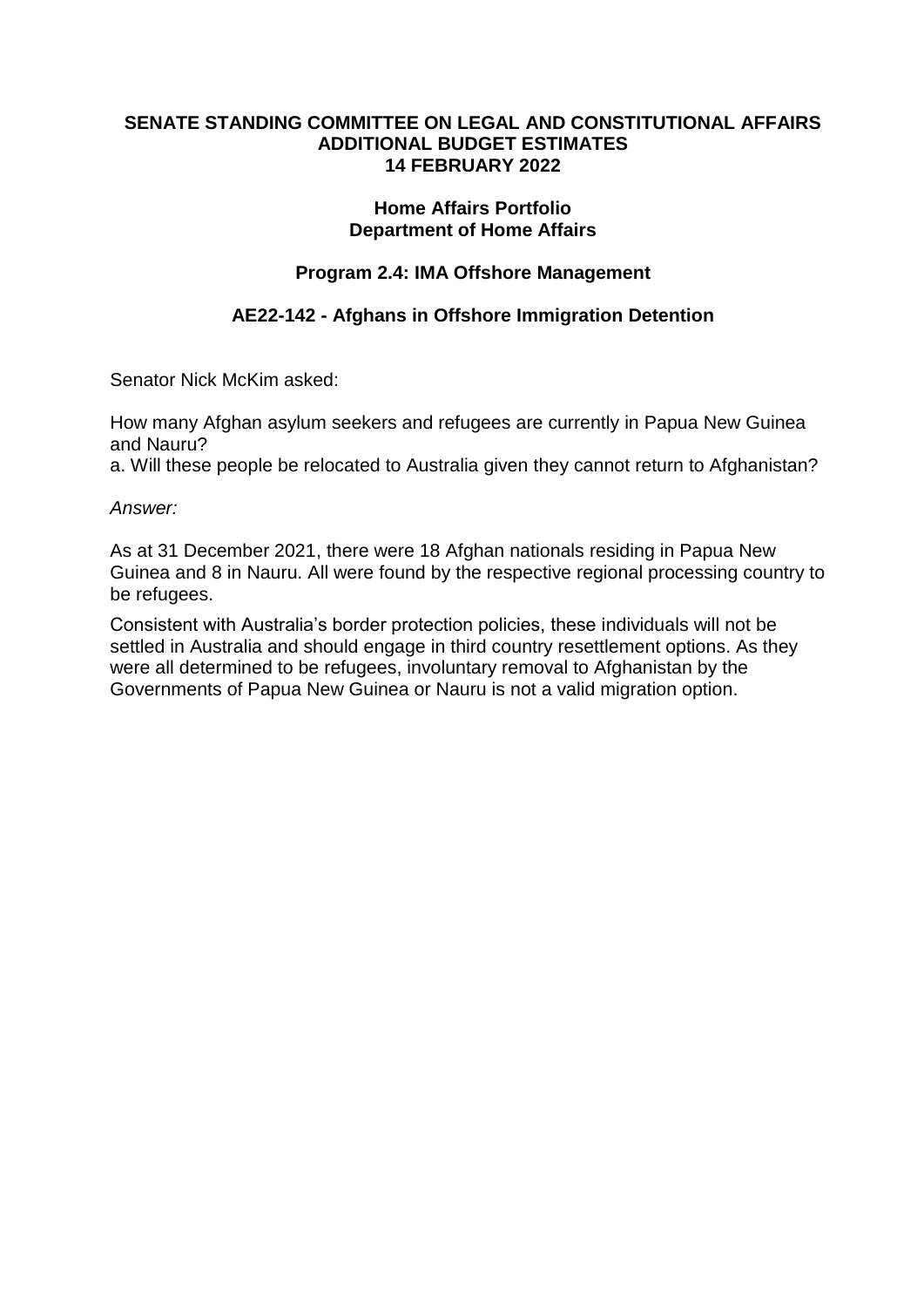**SENATE STANDING COMMITTEE ON LEGAL AND CONSTITUTIONAL AFFAIRS**
**ADDITIONAL BUDGET ESTIMATES**
**14 FEBRUARY 2022**

**Home Affairs Portfolio**
**Department of Home Affairs**

**Program 2.4: IMA Offshore Management**

**AE22-142 - Afghans in Offshore Immigration Detention**

Senator Nick McKim asked:

How many Afghan asylum seekers and refugees are currently in Papua New Guinea and Nauru?
a. Will these people be relocated to Australia given they cannot return to Afghanistan?

*Answer:*

As at 31 December 2021, there were 18 Afghan nationals residing in Papua New Guinea and 8 in Nauru. All were found by the respective regional processing country to be refugees.

Consistent with Australia's border protection policies, these individuals will not be settled in Australia and should engage in third country resettlement options. As they were all determined to be refugees, involuntary removal to Afghanistan by the Governments of Papua New Guinea or Nauru is not a valid migration option.